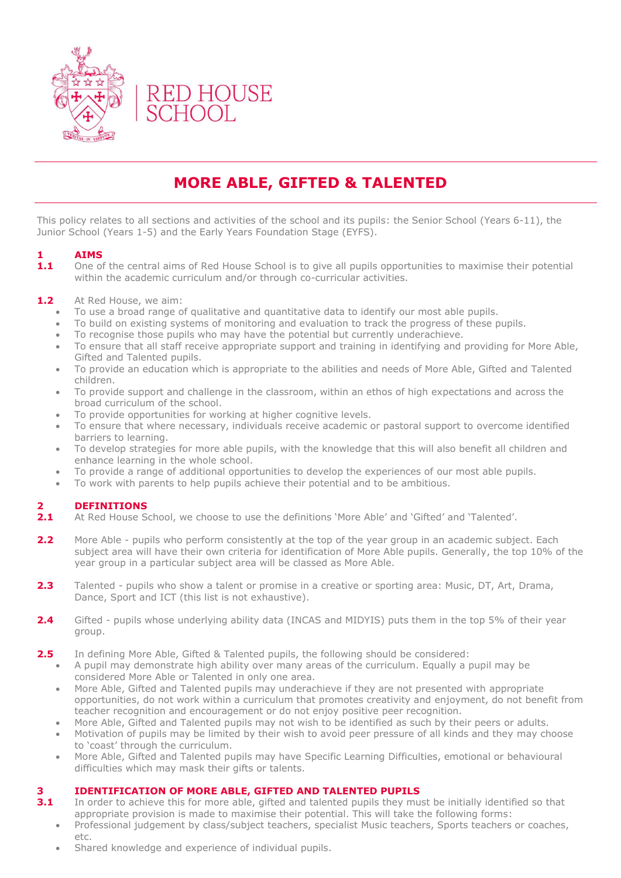RED HOUSE SCHOOL

# MORE ABLE, GIFTED & TALENTED

This policy relates to all sections and activities of the school and its pupils: the Senior School (Years 6-11), the Junior School (Years 1-5) and the Early Years Foundation Stage (EYFS).

## 1 AIMS

**1.1** One of the central aims of Red House School is to give all pupils opportunities to maximise their potential within the academic curriculum and/or through co-curricular activities.

**1.2** At Red House, we aim:

- To use a broad range of qualitative and quantitative data to identify our most able pupils.
- To build on existing systems of monitoring and evaluation to track the progress of these pupils.
- To recognise those pupils who may have the potential but currently underachieve.
- To ensure that all staff receive appropriate support and training in identifying and providing for More Able, Gifted and Talented pupils.
- To provide an education which is appropriate to the abilities and needs of More Able, Gifted and Talented children.
- To provide support and challenge in the classroom, within an ethos of high expectations and across the broad curriculum of the school.
- To provide opportunities for working at higher cognitive levels.
- To ensure that where necessary, individuals receive academic or pastoral support to overcome identified barriers to learning.
- To develop strategies for more able pupils, with the knowledge that this will also benefit all children and enhance learning in the whole school.
- To provide a range of additional opportunities to develop the experiences of our most able pupils.
- To work with parents to help pupils achieve their potential and to be ambitious.

## 2 DEFINITIONS

**2.1** At Red House School, we choose to use the definitions 'More Able' and 'Gifted' and 'Talented'.

**2.2** More Able - pupils who perform consistently at the top of the year group in an academic subject. Each subject area will have their own criteria for identification of More Able pupils. Generally, the top 10% of the year group in a particular subject area will be classed as More Able.

**2.3** Talented - pupils who show a talent or promise in a creative or sporting area: Music, DT, Art, Drama, Dance, Sport and ICT (this list is not exhaustive).

**2.4** Gifted - pupils whose underlying ability data (INCAS and MIDYIS) puts them in the top 5% of their year group.

**2.5** In defining More Able, Gifted & Talented pupils, the following should be considered:

- A pupil may demonstrate high ability over many areas of the curriculum. Equally a pupil may be considered More Able or Talented in only one area.
- More Able, Gifted and Talented pupils may underachieve if they are not presented with appropriate opportunities, do not work within a curriculum that promotes creativity and enjoyment, do not benefit from teacher recognition and encouragement or do not enjoy positive peer recognition.
- More Able, Gifted and Talented pupils may not wish to be identified as such by their peers or adults.
- Motivation of pupils may be limited by their wish to avoid peer pressure of all kinds and they may choose to 'coast' through the curriculum.
- More Able, Gifted and Talented pupils may have Specific Learning Difficulties, emotional or behavioural difficulties which may mask their gifts or talents.

## 3 IDENTIFICATION OF MORE ABLE, GIFTED AND TALENTED PUPILS

**3.1** In order to achieve this for more able, gifted and talented pupils they must be initially identified so that appropriate provision is made to maximise their potential. This will take the following forms:

- Professional judgement by class/subject teachers, specialist Music teachers, Sports teachers or coaches, etc.
- Shared knowledge and experience of individual pupils.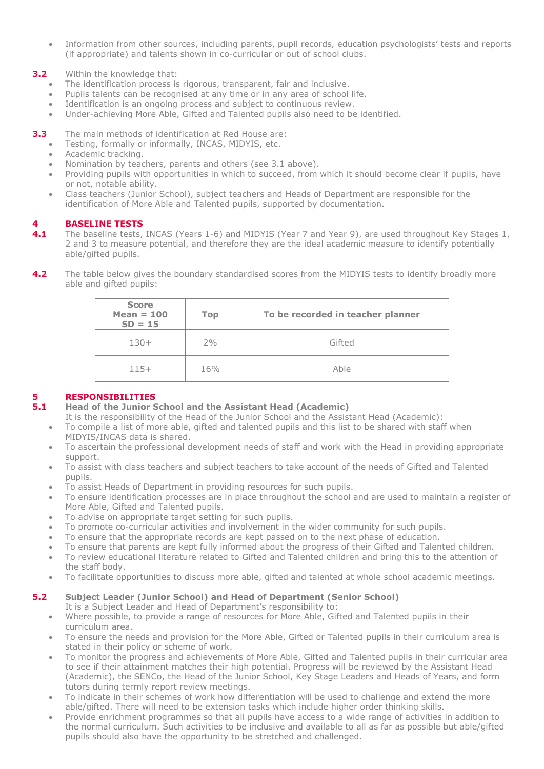- Information from other sources, including parents, pupil records, education psychologists' tests and reports (if appropriate) and talents shown in co-curricular or out of school clubs.

**3.2** Within the knowledge that:

- The identification process is rigorous, transparent, fair and inclusive.
- Pupils talents can be recognised at any time or in any area of school life.
- Identification is an ongoing process and subject to continuous review.
- Under-achieving More Able, Gifted and Talented pupils also need to be identified.

**3.3** The main methods of identification at Red House are:

- Testing, formally or informally, INCAS, MIDYIS, etc.
- Academic tracking.
- Nomination by teachers, parents and others (see 3.1 above).
- Providing pupils with opportunities in which to succeed, from which it should become clear if pupils, have or not, notable ability.
- Class teachers (Junior School), subject teachers and Heads of Department are responsible for the identification of More Able and Talented pupils, supported by documentation.

## 4 BASELINE TESTS

**4.1** The baseline tests, INCAS (Years 1-6) and MIDYIS (Year 7 and Year 9), are used throughout Key Stages 1, 2 and 3 to measure potential, and therefore they are the ideal academic measure to identify potentially able/gifted pupils.

**4.2** The table below gives the boundary standardised scores from the MIDYIS tests to identify broadly more able and gifted pupils:

| Score Mean = 100 SD = 15 | Top | To be recorded in teacher planner |
|---|---|---|
| 130+ | 2% | Gifted |
| 115+ | 16% | Able |

## 5 RESPONSIBILITIES

### 5.1 Head of the Junior School and the Assistant Head (Academic)

It is the responsibility of the Head of the Junior School and the Assistant Head (Academic):

- To compile a list of more able, gifted and talented pupils and this list to be shared with staff when MIDYIS/INCAS data is shared.
- To ascertain the professional development needs of staff and work with the Head in providing appropriate support.
- To assist with class teachers and subject teachers to take account of the needs of Gifted and Talented pupils.
- To assist Heads of Department in providing resources for such pupils.
- To ensure identification processes are in place throughout the school and are used to maintain a register of More Able, Gifted and Talented pupils.
- To advise on appropriate target setting for such pupils.
- To promote co-curricular activities and involvement in the wider community for such pupils.
- To ensure that the appropriate records are kept passed on to the next phase of education.
- To ensure that parents are kept fully informed about the progress of their Gifted and Talented children.
- To review educational literature related to Gifted and Talented children and bring this to the attention of the staff body.
- To facilitate opportunities to discuss more able, gifted and talented at whole school academic meetings.

### 5.2 Subject Leader (Junior School) and Head of Department (Senior School)

It is a Subject Leader and Head of Department's responsibility to:

- Where possible, to provide a range of resources for More Able, Gifted and Talented pupils in their curriculum area.
- To ensure the needs and provision for the More Able, Gifted or Talented pupils in their curriculum area is stated in their policy or scheme of work.
- To monitor the progress and achievements of More Able, Gifted and Talented pupils in their curricular area to see if their attainment matches their high potential. Progress will be reviewed by the Assistant Head (Academic), the SENCo, the Head of the Junior School, Key Stage Leaders and Heads of Years, and form tutors during termly report review meetings.
- To indicate in their schemes of work how differentiation will be used to challenge and extend the more able/gifted. There will need to be extension tasks which include higher order thinking skills.
- Provide enrichment programmes so that all pupils have access to a wide range of activities in addition to the normal curriculum. Such activities to be inclusive and available to all as far as possible but able/gifted pupils should also have the opportunity to be stretched and challenged.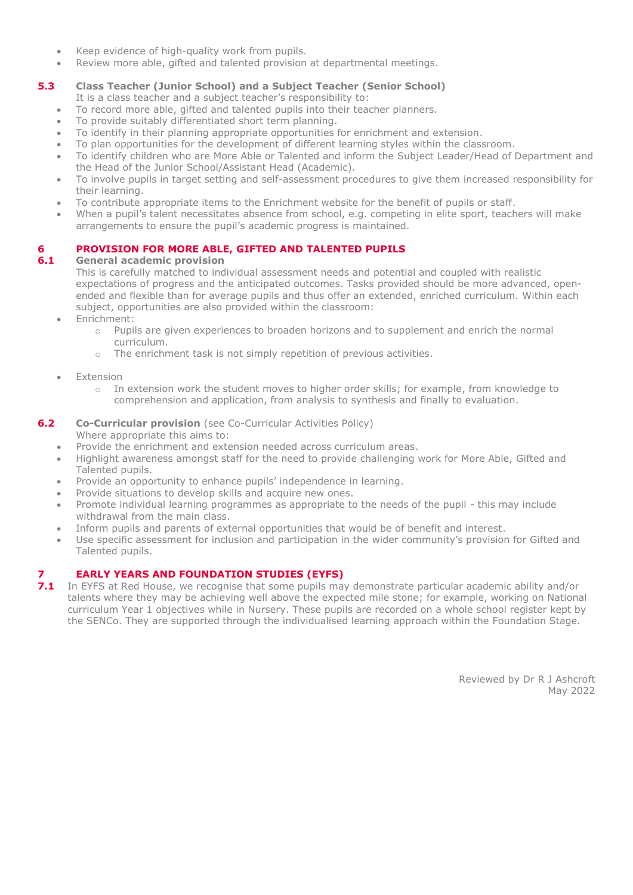- Keep evidence of high-quality work from pupils.
- Review more able, gifted and talented provision at departmental meetings.

### 5.3 Class Teacher (Junior School) and a Subject Teacher (Senior School)

It is a class teacher and a subject teacher's responsibility to:

- To record more able, gifted and talented pupils into their teacher planners.
- To provide suitably differentiated short term planning.
- To identify in their planning appropriate opportunities for enrichment and extension.
- To plan opportunities for the development of different learning styles within the classroom.
- To identify children who are More Able or Talented and inform the Subject Leader/Head of Department and the Head of the Junior School/Assistant Head (Academic).
- To involve pupils in target setting and self-assessment procedures to give them increased responsibility for their learning.
- To contribute appropriate items to the Enrichment website for the benefit of pupils or staff.
- When a pupil's talent necessitates absence from school, e.g. competing in elite sport, teachers will make arrangements to ensure the pupil's academic progress is maintained.

## 6 PROVISION FOR MORE ABLE, GIFTED AND TALENTED PUPILS

### 6.1 General academic provision

This is carefully matched to individual assessment needs and potential and coupled with realistic expectations of progress and the anticipated outcomes. Tasks provided should be more advanced, open-ended and flexible than for average pupils and thus offer an extended, enriched curriculum. Within each subject, opportunities are also provided within the classroom:

- Enrichment:
  - Pupils are given experiences to broaden horizons and to supplement and enrich the normal curriculum.
  - The enrichment task is not simply repetition of previous activities.
- Extension
  - In extension work the student moves to higher order skills; for example, from knowledge to comprehension and application, from analysis to synthesis and finally to evaluation.

### 6.2 Co-Curricular provision (see Co-Curricular Activities Policy)

Where appropriate this aims to:

- Provide the enrichment and extension needed across curriculum areas.
- Highlight awareness amongst staff for the need to provide challenging work for More Able, Gifted and Talented pupils.
- Provide an opportunity to enhance pupils' independence in learning.
- Provide situations to develop skills and acquire new ones.
- Promote individual learning programmes as appropriate to the needs of the pupil - this may include withdrawal from the main class.
- Inform pupils and parents of external opportunities that would be of benefit and interest.
- Use specific assessment for inclusion and participation in the wider community's provision for Gifted and Talented pupils.

## 7 EARLY YEARS AND FOUNDATION STUDIES (EYFS)

**7.1** In EYFS at Red House, we recognise that some pupils may demonstrate particular academic ability and/or talents where they may be achieving well above the expected mile stone; for example, working on National curriculum Year 1 objectives while in Nursery. These pupils are recorded on a whole school register kept by the SENCo. They are supported through the individualised learning approach within the Foundation Stage.

Reviewed by Dr R J Ashcroft
May 2022